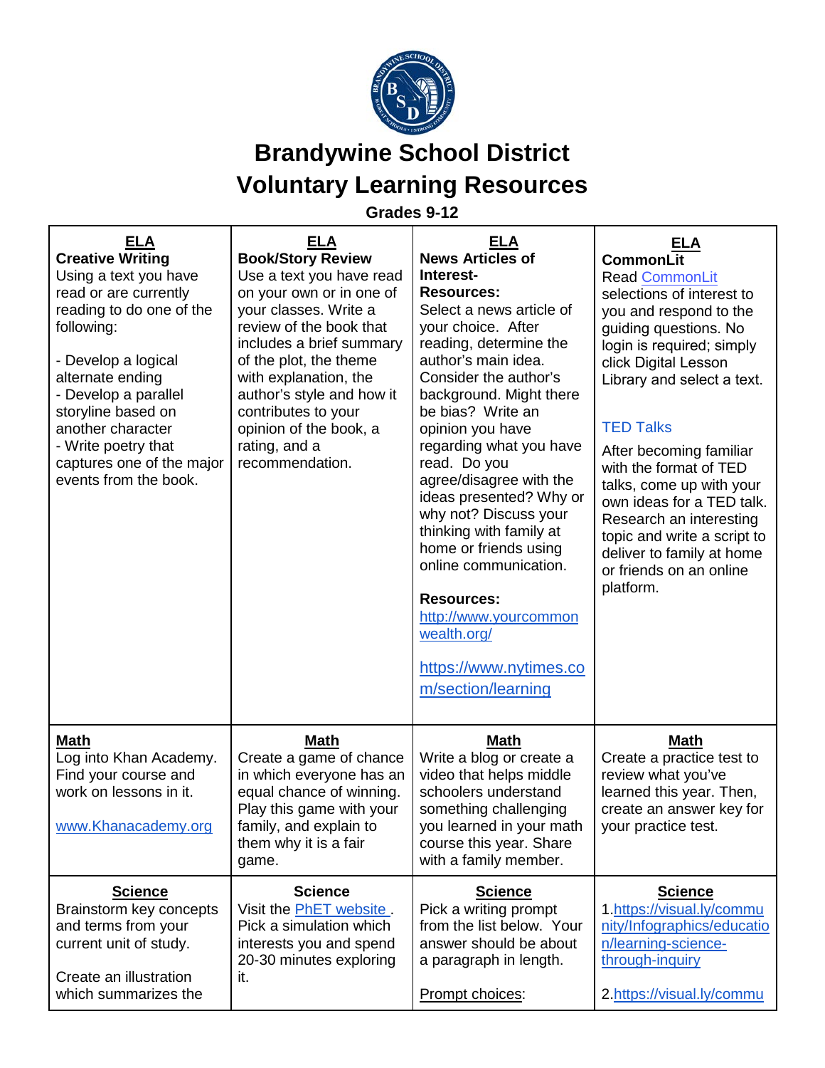# Brandywine School District

# Voluntary Learning Resources

**Grades 9-12**

| **ELA**<br>**Creative Writing**<br>Using a text you have read or are currently reading to do one of the following:<br><br>- Develop a logical alternate ending<br>- Develop a parallel storyline based on another character<br>- Write poetry that captures one of the major events from the book. | **ELA**<br>**Book/Story Review**<br>Use a text you have read on your own or in one of your classes. Write a review of the book that includes a brief summary of the plot, the theme with explanation, the author's style and how it contributes to your opinion of the book, a rating, and a recommendation. | **ELA**<br>**News Articles of Interest-**<br>**Resources:**<br>Select a news article of your choice. After reading, determine the author's main idea. Consider the author's background. Might there be bias? Write an opinion you have regarding what you have read. Do you agree/disagree with the ideas presented? Why or why not? Discuss your thinking with family at home or friends using online communication.<br><br>**Resources:**<br>http://www.yourcommonwealth.org/<br><br>https://www.nytimes.com/section/learning | **ELA**<br>**CommonLit**<br>Read CommonLit selections of interest to you and respond to the guiding questions. No login is required; simply click Digital Lesson Library and select a text.<br><br>TED Talks<br><br>After becoming familiar with the format of TED talks, come up with your own ideas for a TED talk. Research an interesting topic and write a script to deliver to family at home or friends on an online platform. |
|---|---|---|---|
| **Math**<br>Log into Khan Academy. Find your course and work on lessons in it.<br><br>www.Khanacademy.org | **Math**<br>Create a game of chance in which everyone has an equal chance of winning. Play this game with your family, and explain to them why it is a fair game. | **Math**<br>Write a blog or create a video that helps middle schoolers understand something challenging you learned in your math course this year. Share with a family member. | **Math**<br>Create a practice test to review what you've learned this year. Then, create an answer key for your practice test. |
| **Science**<br>Brainstorm key concepts and terms from your current unit of study.<br><br>Create an illustration which summarizes the | **Science**<br>Visit the PhET website . Pick a simulation which interests you and spend 20-30 minutes exploring it. | **Science**<br>Pick a writing prompt from the list below. Your answer should be about a paragraph in length.<br><br>Prompt choices: | **Science**<br>1.https://visual.ly/community/Infographics/education/learning-science-through-inquiry<br><br>2.https://visual.ly/commu |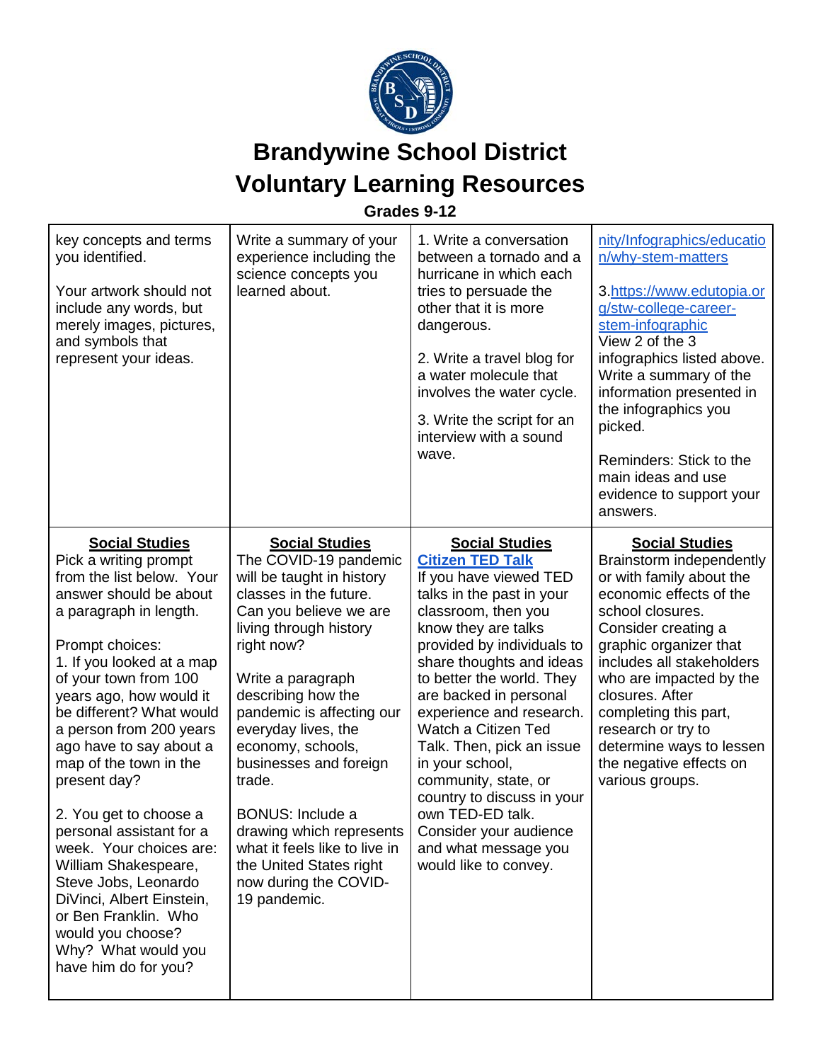# Brandywine School District
# Voluntary Learning Resources

**Grades 9-12**

| | | | |
|---|---|---|---|
| key concepts and terms you identified.<br><br>Your artwork should not include any words, but merely images, pictures, and symbols that represent your ideas. | Write a summary of your experience including the science concepts you learned about. | 1. Write a conversation between a tornado and a hurricane in which each tries to persuade the other that it is more dangerous.<br><br>2. Write a travel blog for a water molecule that involves the water cycle.<br><br>3. Write the script for an interview with a sound wave. | nity/Infographics/education/why-stem-matters<br><br>3.https://www.edutopia.org/stw-college-career-stem-infographic<br>View 2 of the 3 infographics listed above. Write a summary of the information presented in the infographics you picked.<br><br>Reminders: Stick to the main ideas and use evidence to support your answers. |
| **Social Studies**<br>Pick a writing prompt from the list below. Your answer should be about a paragraph in length.<br><br>Prompt choices:<br>1. If you looked at a map of your town from 100 years ago, how would it be different? What would a person from 200 years ago have to say about a map of the town in the present day?<br><br>2. You get to choose a personal assistant for a week. Your choices are: William Shakespeare, Steve Jobs, Leonardo DiVinci, Albert Einstein, or Ben Franklin. Who would you choose? Why? What would you have him do for you? | **Social Studies**<br>The COVID-19 pandemic will be taught in history classes in the future. Can you believe we are living through history right now?<br><br>Write a paragraph describing how the pandemic is affecting our everyday lives, the economy, schools, businesses and foreign trade.<br><br>BONUS: Include a drawing which represents what it feels like to live in the United States right now during the COVID-19 pandemic. | **Social Studies**<br>**Citizen TED Talk**<br>If you have viewed TED talks in the past in your classroom, then you know they are talks provided by individuals to share thoughts and ideas to better the world. They are backed in personal experience and research. Watch a Citizen Ted Talk. Then, pick an issue in your school, community, state, or country to discuss in your own TED-ED talk. Consider your audience and what message you would like to convey. | **Social Studies**<br>Brainstorm independently or with family about the economic effects of the school closures. Consider creating a graphic organizer that includes all stakeholders who are impacted by the closures. After completing this part, research or try to determine ways to lessen the negative effects on various groups. |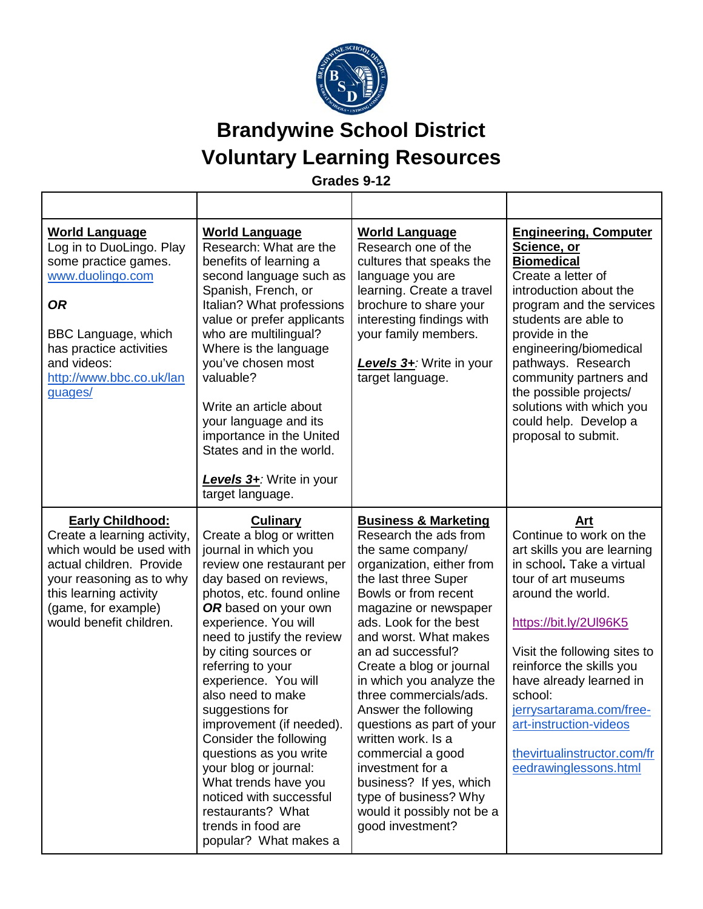# Brandywine School District
# Voluntary Learning Resources

**Grades 9-12**

| | | | |
|---|---|---|---|
| **World Language**<br>Log in to DuoLingo. Play some practice games. www.duolingo.com<br><br>***OR***<br><br>BBC Language, which has practice activities and videos: http://www.bbc.co.uk/languages/ | **World Language**<br>Research: What are the benefits of learning a second language such as Spanish, French, or Italian? What professions value or prefer applicants who are multilingual? Where is the language you've chosen most valuable?<br><br>Write an article about your language and its importance in the United States and in the world.<br><br>***Levels 3+****:* Write in your target language. | **World Language**<br>Research one of the cultures that speaks the language you are learning. Create a travel brochure to share your interesting findings with your family members.<br><br>***Levels 3+****:* Write in your target language. | **Engineering, Computer Science, or Biomedical**<br>Create a letter of introduction about the program and the services students are able to provide in the engineering/biomedical pathways. Research community partners and the possible projects/ solutions with which you could help. Develop a proposal to submit. |
| **Early Childhood:**<br>Create a learning activity, which would be used with actual children. Provide your reasoning as to why this learning activity (game, for example) would benefit children. | **Culinary**<br>Create a blog or written journal in which you review one restaurant per day based on reviews, photos, etc. found online ***OR*** based on your own experience. You will need to justify the review by citing sources or referring to your experience. You will also need to make suggestions for improvement (if needed). Consider the following questions as you write your blog or journal: What trends have you noticed with successful restaurants? What trends in food are popular? What makes a | **Business & Marketing**<br>Research the ads from the same company/ organization, either from the last three Super Bowls or from recent magazine or newspaper ads. Look for the best and worst. What makes an ad successful? Create a blog or journal in which you analyze the three commercials/ads. Answer the following questions as part of your written work. Is a commercial a good investment for a business? If yes, which type of business? Why would it possibly not be a good investment? | **Art**<br>Continue to work on the art skills you are learning in school**.** Take a virtual tour of art museums around the world.<br><br>https://bit.ly/2Ul96K5<br><br>Visit the following sites to reinforce the skills you have already learned in school:<br>jerrysartarama.com/free-art-instruction-videos<br><br>thevirtualinstructor.com/freedrawinglessons.html |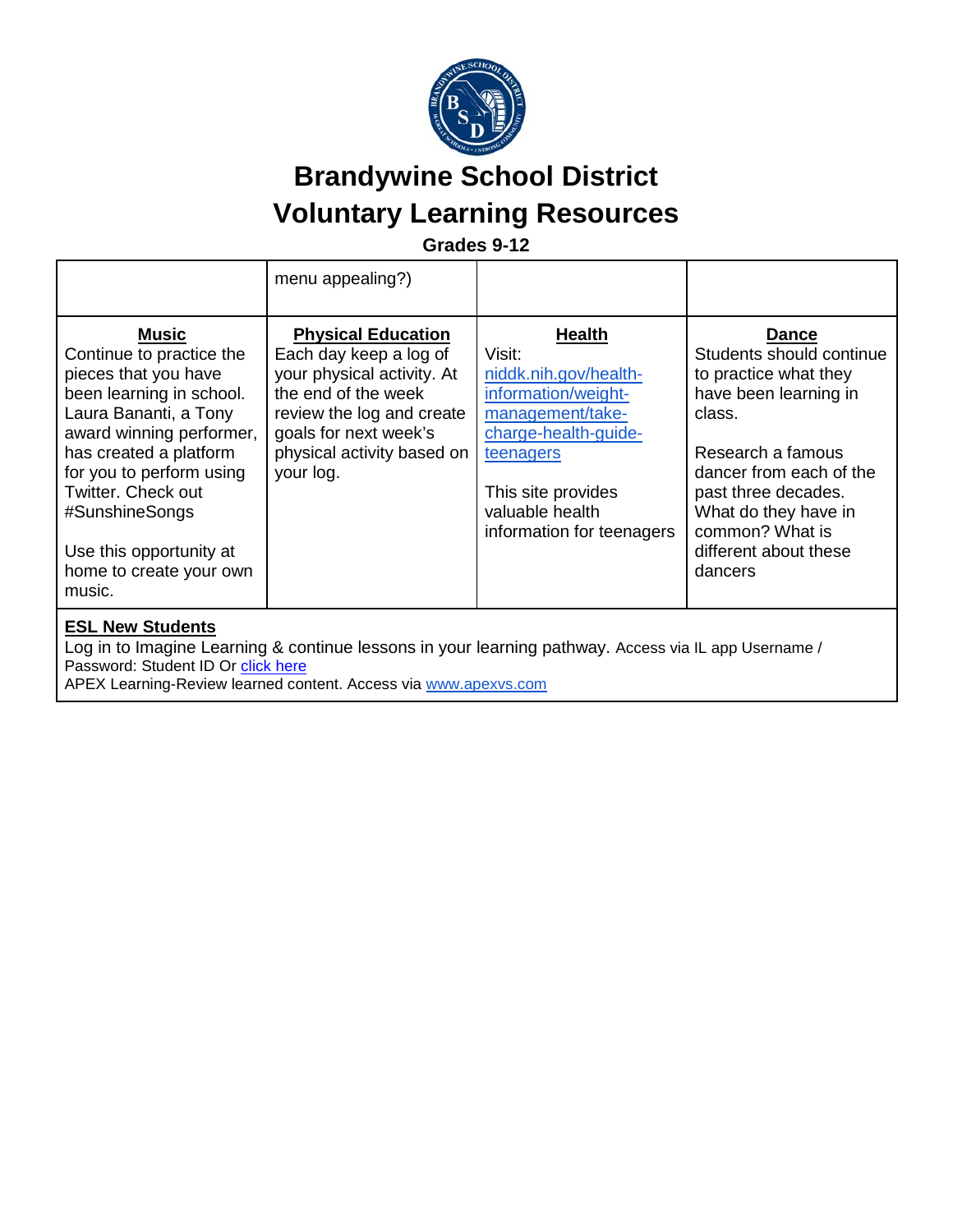# Brandywine School District
# Voluntary Learning Resources

**Grades 9-12**

| | | | |
|---|---|---|---|
| | menu appealing?) | | |
| **Music**<br>Continue to practice the pieces that you have been learning in school. Laura Bananti, a Tony award winning performer, has created a platform for you to perform using Twitter. Check out #SunshineSongs<br><br>Use this opportunity at home to create your own music. | **Physical Education**<br>Each day keep a log of your physical activity. At the end of the week review the log and create goals for next week's physical activity based on your log. | **Health**<br>Visit: [niddk.nih.gov/health-information/weight-management/take-charge-health-guide-teenagers](niddk.nih.gov/health-information/weight-management/take-charge-health-guide-teenagers)<br><br>This site provides valuable health information for teenagers | **Dance**<br>Students should continue to practice what they have been learning in class.<br><br>Research a famous dancer from each of the past three decades. What do they have in common? What is different about these dancers |
| **ESL New Students**<br>Log in to Imagine Learning & continue lessons in your learning pathway. Access via IL app Username / Password: Student ID Or click here<br>APEX Learning-Review learned content. Access via [www.apexvs.com](www.apexvs.com) | | | |